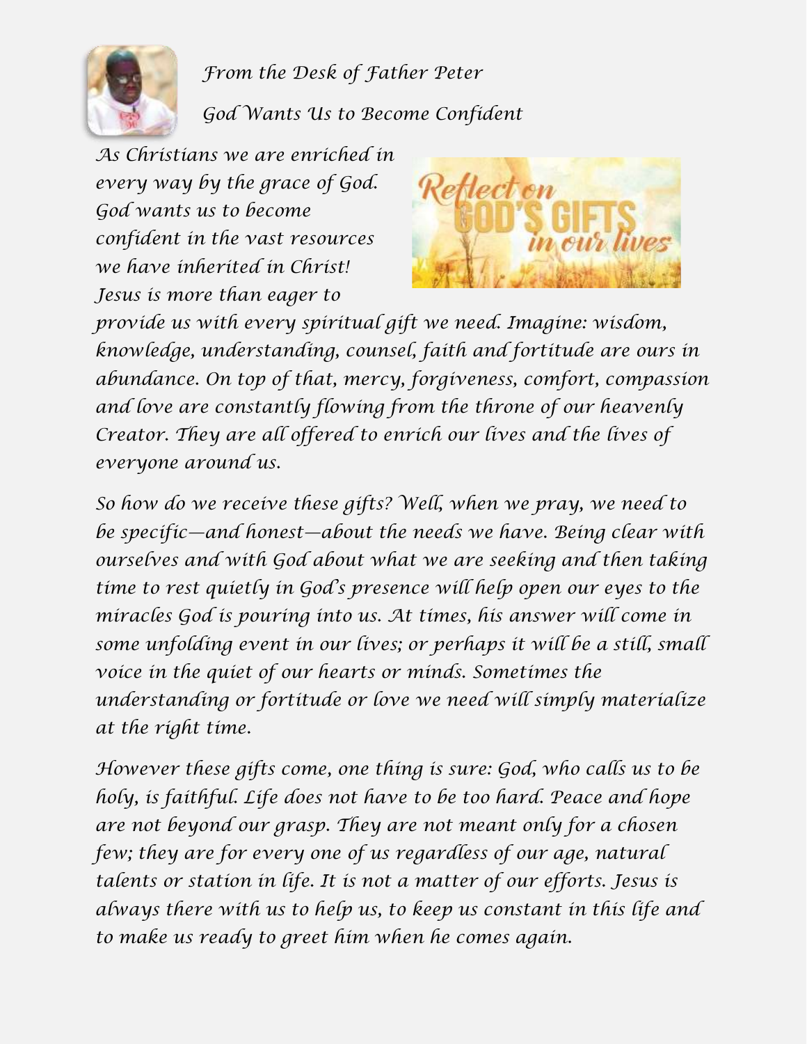*From the Desk of Father Peter*

# *God Wants Us to Become Confident*

*As Christians we are enriched in every way by the grace of God. God wants us to become confident in the vast resources we have inherited in Christ! Jesus is more than eager to provide us with every spiritual gift we need. Imagine: wisdom, knowledge, understanding, counsel, faith and fortitude are ours in abundance. On top of that, mercy, forgiveness, comfort, compassion and love are constantly flowing from the throne of our heavenly Creator. They are all offered to enrich our lives and the lives of everyone around us.*

*So how do we receive these gifts? Well, when we pray, we need to be specific—and honest—about the needs we have. Being clear with ourselves and with God about what we are seeking and then taking time to rest quietly in God's presence will help open our eyes to the miracles God is pouring into us. At times, his answer will come in some unfolding event in our lives; or perhaps it will be a still, small voice in the quiet of our hearts or minds. Sometimes the understanding or fortitude or love we need will simply materialize at the right time.*

*However these gifts come, one thing is sure: God, who calls us to be holy, is faithful. Life does not have to be too hard. Peace and hope are not beyond our grasp. They are not meant only for a chosen few; they are for every one of us regardless of our age, natural talents or station in life. It is not a matter of our efforts. Jesus is always there with us to help us, to keep us constant in this life and to make us ready to greet him when he comes again.*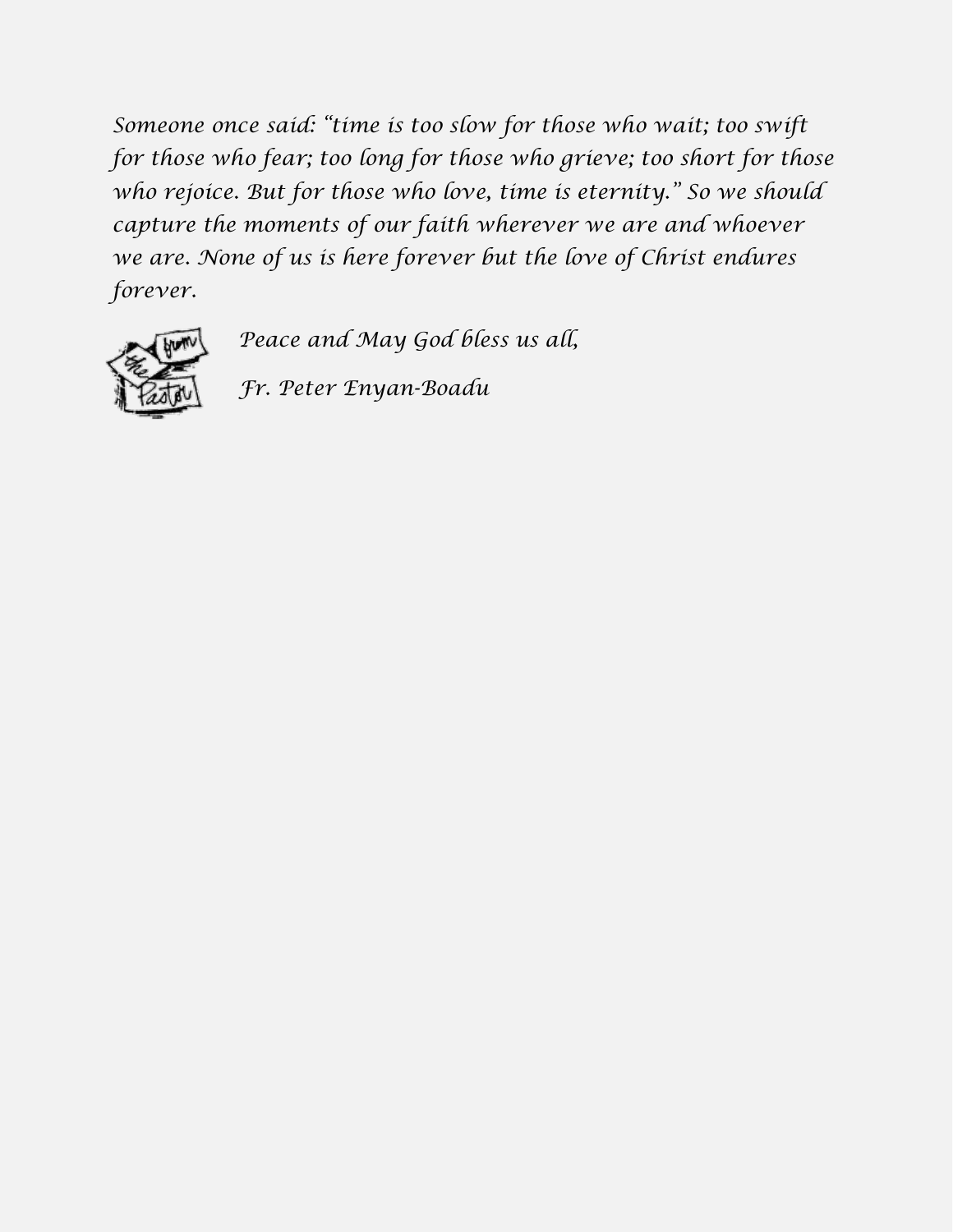*Someone once said: "time is too slow for those who wait; too swift for those who fear; too long for those who grieve; too short for those who rejoice. But for those who love, time is eternity." So we should capture the moments of our faith wherever we are and whoever we are. None of us is here forever but the love of Christ endures forever.*

*Peace and May God bless us all,*

*Fr. Peter Enyan-Boadu*